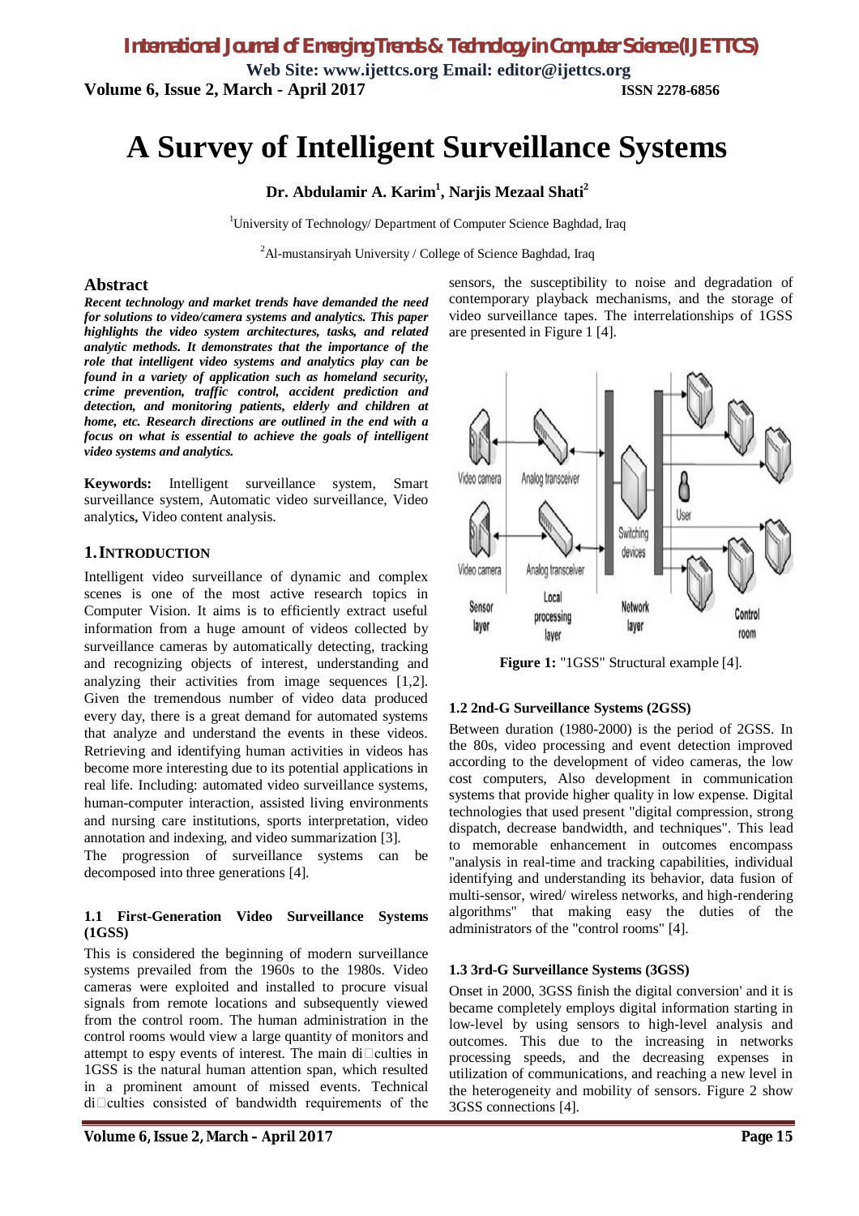# A Survey of Intelligent Surveillance Systems

**Dr. Abdulamir A. Karim[1], Narjis Mezaal Shati[2]**

[1]University of Technology/ Department of Computer Science Baghdad, Iraq

[2]Al-mustansiryah University / College of Science Baghdad, Iraq

## Abstract

***Recent technology and market trends have demanded the need for solutions to video/camera systems and analytics. This paper highlights the video system architectures, tasks, and related analytic methods. It demonstrates that the importance of the role that intelligent video systems and analytics play can be found in a variety of application such as homeland security, crime prevention, traffic control, accident prediction and detection, and monitoring patients, elderly and children at home, etc. Research directions are outlined in the end with a focus on what is essential to achieve the goals of intelligent video systems and analytics.***

**Keywords:** Intelligent surveillance system, Smart surveillance system, Automatic video surveillance, Video analytics, Video content analysis.

## 1. INTRODUCTION

Intelligent video surveillance of dynamic and complex scenes is one of the most active research topics in Computer Vision. It aims is to efficiently extract useful information from a huge amount of videos collected by surveillance cameras by automatically detecting, tracking and recognizing objects of interest, understanding and analyzing their activities from image sequences [1,2]. Given the tremendous number of video data produced every day, there is a great demand for automated systems that analyze and understand the events in these videos. Retrieving and identifying human activities in videos has become more interesting due to its potential applications in real life. Including: automated video surveillance systems, human-computer interaction, assisted living environments and nursing care institutions, sports interpretation, video annotation and indexing, and video summarization [3].

The progression of surveillance systems can be decomposed into three generations [4].

### 1.1 First-Generation Video Surveillance Systems (1GSS)

This is considered the beginning of modern surveillance systems prevailed from the 1960s to the 1980s. Video cameras were exploited and installed to procure visual signals from remote locations and subsequently viewed from the control room. The human administration in the control rooms would view a large quantity of monitors and attempt to espy events of interest. The main difficulties in 1GSS is the natural human attention span, which resulted in a prominent amount of missed events. Technical difficulties consisted of bandwidth requirements of the sensors, the susceptibility to noise and degradation of contemporary playback mechanisms, and the storage of video surveillance tapes. The interrelationships of 1GSS are presented in Figure 1 [4].

**Figure 1:** "1GSS" Structural example [4].

### 1.2 2nd-G Surveillance Systems (2GSS)

Between duration (1980-2000) is the period of 2GSS. In the 80s, video processing and event detection improved according to the development of video cameras, the low cost computers, Also development in communication systems that provide higher quality in low expense. Digital technologies that used present "digital compression, strong dispatch, decrease bandwidth, and techniques". This lead to memorable enhancement in outcomes encompass "analysis in real-time and tracking capabilities, individual identifying and understanding its behavior, data fusion of multi-sensor, wired/ wireless networks, and high-rendering algorithms" that making easy the duties of the administrators of the "control rooms" [4].

### 1.3 3rd-G Surveillance Systems (3GSS)

Onset in 2000, 3GSS finish the digital conversion' and it is became completely employs digital information starting in low-level by using sensors to high-level analysis and outcomes. This due to the increasing in networks processing speeds, and the decreasing expenses in utilization of communications, and reaching a new level in the heterogeneity and mobility of sensors. Figure 2 show 3GSS connections [4].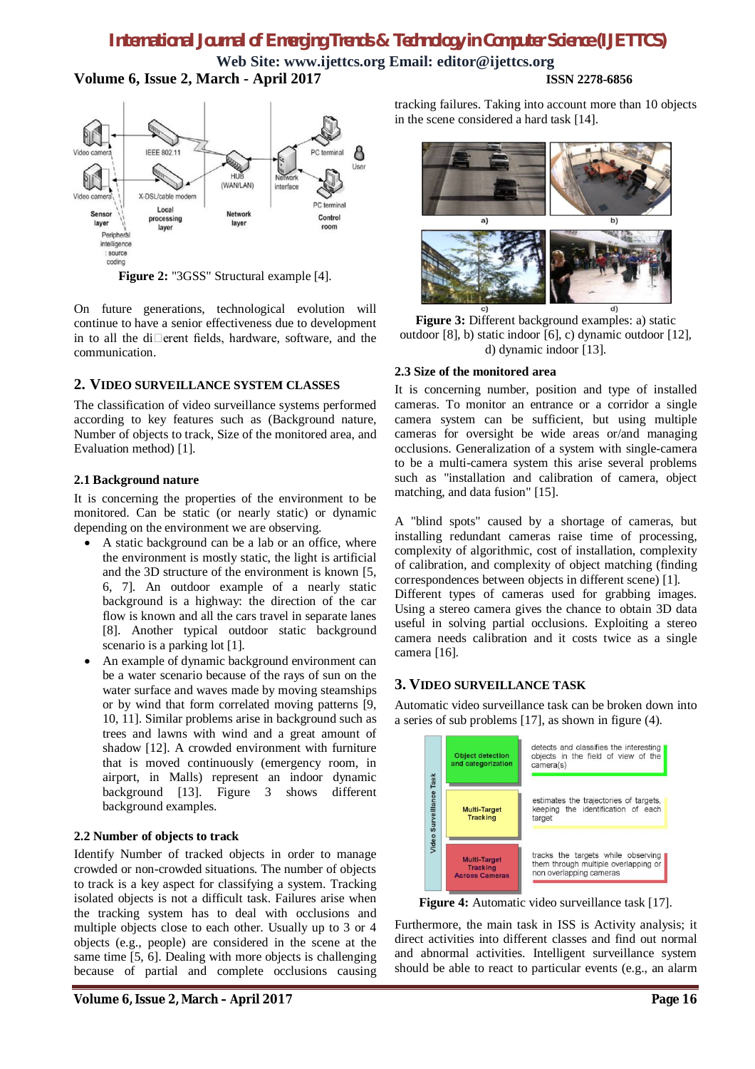Figure 2: "3GSS" Structural example [4].

On future generations, technological evolution will continue to have a senior effectiveness due to development in to all the di□erent fields, hardware, software, and the communication.

## 2. VIDEO SURVEILLANCE SYSTEM CLASSES

The classification of video surveillance systems performed according to key features such as (Background nature, Number of objects to track, Size of the monitored area, and Evaluation method) [1].

### 2.1 Background nature

It is concerning the properties of the environment to be monitored. Can be static (or nearly static) or dynamic depending on the environment we are observing.

- A static background can be a lab or an office, where the environment is mostly static, the light is artificial and the 3D structure of the environment is known [5, 6, 7]. An outdoor example of a nearly static background is a highway: the direction of the car flow is known and all the cars travel in separate lanes [8]. Another typical outdoor static background scenario is a parking lot [1].
- An example of dynamic background environment can be a water scenario because of the rays of sun on the water surface and waves made by moving steamships or by wind that form correlated moving patterns [9, 10, 11]. Similar problems arise in background such as trees and lawns with wind and a great amount of shadow [12]. A crowded environment with furniture that is moved continuously (emergency room, in airport, in Malls) represent an indoor dynamic background [13]. Figure 3 shows different background examples.

### 2.2 Number of objects to track

Identify Number of tracked objects in order to manage crowded or non-crowded situations. The number of objects to track is a key aspect for classifying a system. Tracking isolated objects is not a difficult task. Failures arise when the tracking system has to deal with occlusions and multiple objects close to each other. Usually up to 3 or 4 objects (e.g., people) are considered in the scene at the same time [5, 6]. Dealing with more objects is challenging because of partial and complete occlusions causing tracking failures. Taking into account more than 10 objects in the scene considered a hard task [14].

Figure 3: Different background examples: a) static outdoor [8], b) static indoor [6], c) dynamic outdoor [12], d) dynamic indoor [13].

### 2.3 Size of the monitored area

It is concerning number, position and type of installed cameras. To monitor an entrance or a corridor a single camera system can be sufficient, but using multiple cameras for oversight be wide areas or/and managing occlusions. Generalization of a system with single-camera to be a multi-camera system this arise several problems such as "installation and calibration of camera, object matching, and data fusion" [15].

A "blind spots" caused by a shortage of cameras, but installing redundant cameras raise time of processing, complexity of algorithmic, cost of installation, complexity of calibration, and complexity of object matching (finding correspondences between objects in different scene) [1]. Different types of cameras used for grabbing images. Using a stereo camera gives the chance to obtain 3D data useful in solving partial occlusions. Exploiting a stereo camera needs calibration and it costs twice as a single camera [16].

## 3. VIDEO SURVEILLANCE TASK

Automatic video surveillance task can be broken down into a series of sub problems [17], as shown in figure (4).

Figure 4: Automatic video surveillance task [17].

Furthermore, the main task in ISS is Activity analysis; it direct activities into different classes and find out normal and abnormal activities. Intelligent surveillance system should be able to react to particular events (e.g., an alarm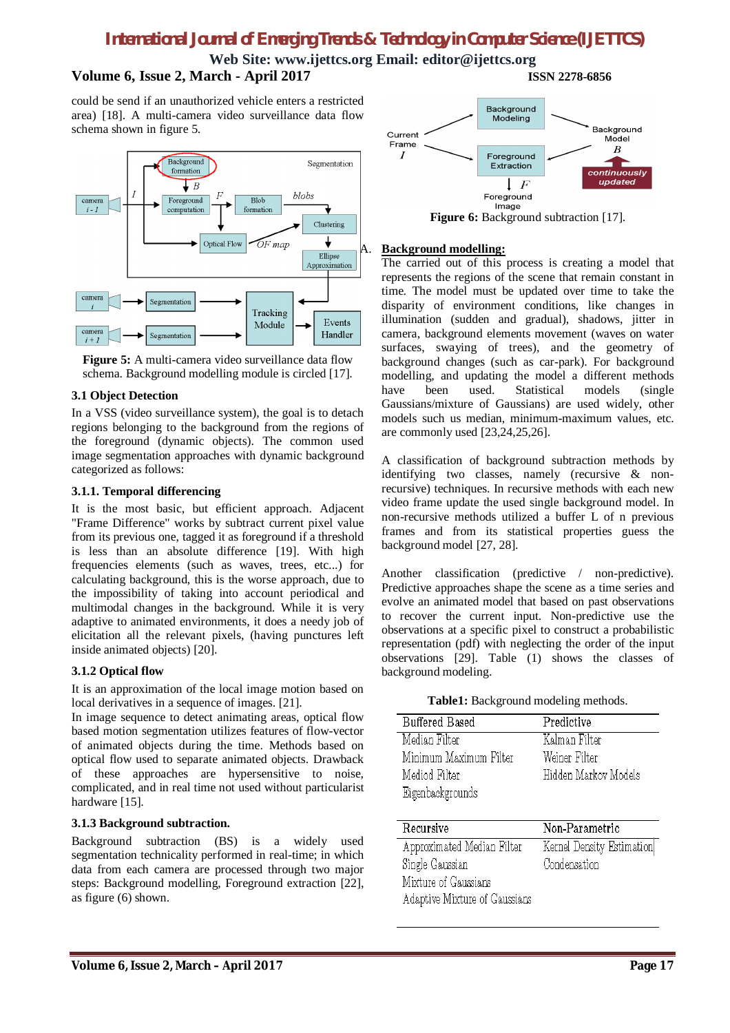could be send if an unauthorized vehicle enters a restricted area) [18]. A multi-camera video surveillance data flow schema shown in figure 5.

**Figure 5:** A multi-camera video surveillance data flow schema. Background modelling module is circled [17].

### 3.1 Object Detection

In a VSS (video surveillance system), the goal is to detach regions belonging to the background from the regions of the foreground (dynamic objects). The common used image segmentation approaches with dynamic background categorized as follows:

#### 3.1.1. Temporal differencing

It is the most basic, but efficient approach. Adjacent "Frame Difference" works by subtract current pixel value from its previous one, tagged it as foreground if a threshold is less than an absolute difference [19]. With high frequencies elements (such as waves, trees, etc...) for calculating background, this is the worse approach, due to the impossibility of taking into account periodical and multimodal changes in the background. While it is very adaptive to animated environments, it does a needy job of elicitation all the relevant pixels, (having punctures left inside animated objects) [20].

#### 3.1.2 Optical flow

It is an approximation of the local image motion based on local derivatives in a sequence of images. [21].
In image sequence to detect animating areas, optical flow based motion segmentation utilizes features of flow-vector of animated objects during the time. Methods based on optical flow used to separate animated objects. Drawback of these approaches are hypersensitive to noise, complicated, and in real time not used without particularist hardware [15].

#### 3.1.3 Background subtraction.

Background subtraction (BS) is a widely used segmentation technicality performed in real-time; in which data from each camera are processed through two major steps: Background modelling, Foreground extraction [22], as figure (6) shown.

**Figure 6:** Background subtraction [17].

A. **Background modelling:**
The carried out of this process is creating a model that represents the regions of the scene that remain constant in time. The model must be updated over time to take the disparity of environment conditions, like changes in illumination (sudden and gradual), shadows, jitter in camera, background elements movement (waves on water surfaces, swaying of trees), and the geometry of background changes (such as car-park). For background modelling, and updating the model a different methods have been used. Statistical models (single Gaussians/mixture of Gaussians) are used widely, other models such us median, minimum-maximum values, etc. are commonly used [23,24,25,26].

A classification of background subtraction methods by identifying two classes, namely (recursive & non-recursive) techniques. In recursive methods with each new video frame update the used single background model. In non-recursive methods utilized a buffer L of n previous frames and from its statistical properties guess the background model [27, 28].

Another classification (predictive / non-predictive). Predictive approaches shape the scene as a time series and evolve an animated model that based on past observations to recover the current input. Non-predictive use the observations at a specific pixel to construct a probabilistic representation (pdf) with neglecting the order of the input observations [29]. Table (1) shows the classes of background modeling.

**Table1:** Background modeling methods.

| Buffered Based | Predictive |
|---|---|
| Median Filter | Kalman Filter |
| Minimum Maximum Filter | Weiner Filter |
| Mediod Filter | Hidden Markov Models |
| Eigenbackgrounds | |
| **Recursive** | **Non-Parametric** |
| Approximated Median Filter | Kernel Density Estimation |
| Single Gaussian | Condensation |
| Mixture of Gaussians | |
| Adaptive Mixture of Gaussians | |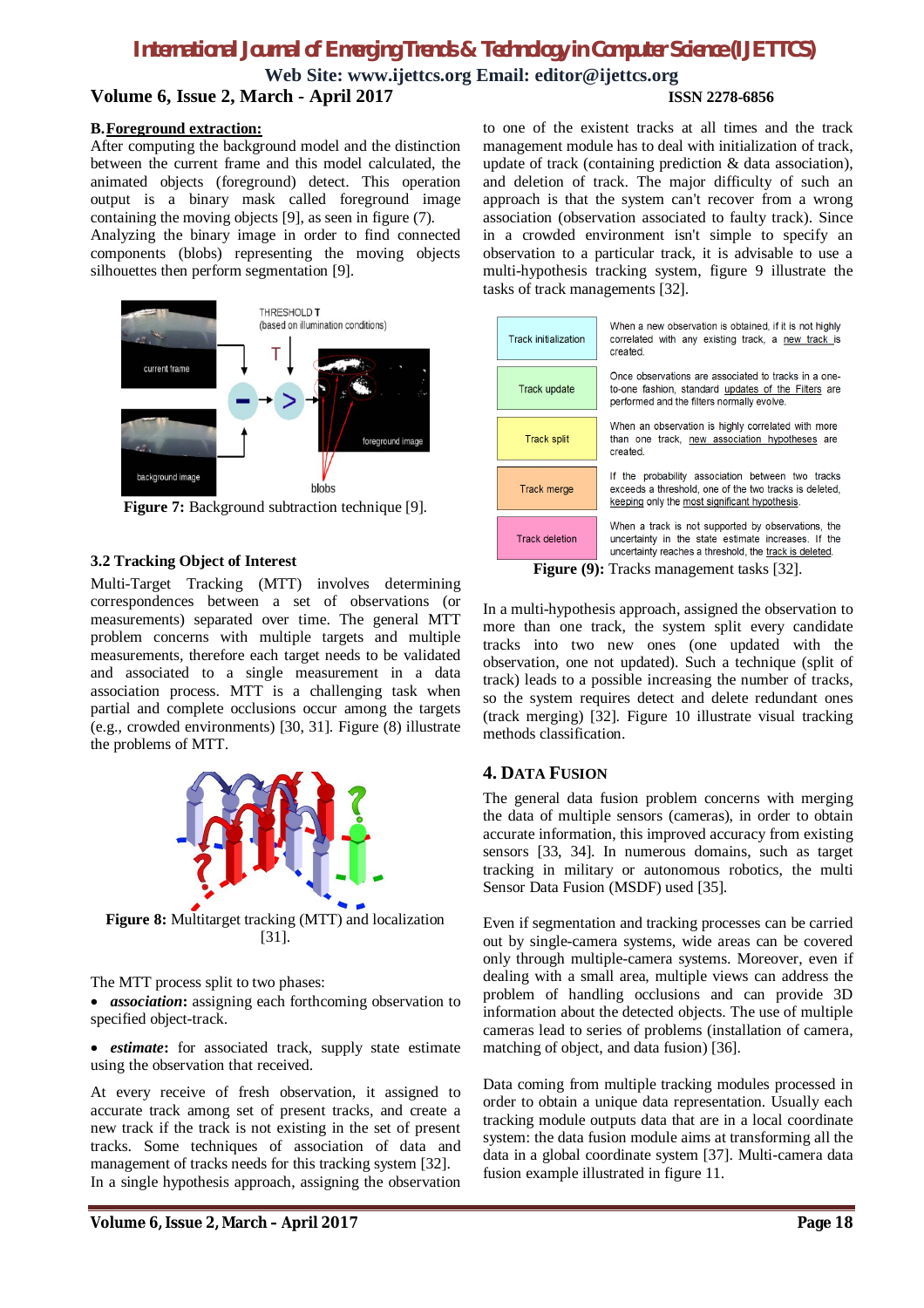**B. Foreground extraction:**

After computing the background model and the distinction between the current frame and this model calculated, the animated objects (foreground) detect. This operation output is a binary mask called foreground image containing the moving objects [9], as seen in figure (7). Analyzing the binary image in order to find connected components (blobs) representing the moving objects silhouettes then perform segmentation [9].

**Figure 7:** Background subtraction technique [9].

### 3.2 Tracking Object of Interest

Multi-Target Tracking (MTT) involves determining correspondences between a set of observations (or measurements) separated over time. The general MTT problem concerns with multiple targets and multiple measurements, therefore each target needs to be validated and associated to a single measurement in a data association process. MTT is a challenging task when partial and complete occlusions occur among the targets (e.g., crowded environments) [30, 31]. Figure (8) illustrate the problems of MTT.

**Figure 8:** Multitarget tracking (MTT) and localization [31].

The MTT process split to two phases:

- ***association***: assigning each forthcoming observation to specified object-track.
- ***estimate***: for associated track, supply state estimate using the observation that received.

At every receive of fresh observation, it assigned to accurate track among set of present tracks, and create a new track if the track is not existing in the set of present tracks. Some techniques of association of data and management of tracks needs for this tracking system [32]. In a single hypothesis approach, assigning the observation to one of the existent tracks at all times and the track management module has to deal with initialization of track, update of track (containing prediction & data association), and deletion of track. The major difficulty of such an approach is that the system can't recover from a wrong association (observation associated to faulty track). Since in a crowded environment isn't simple to specify an observation to a particular track, it is advisable to use a multi-hypothesis tracking system, figure 9 illustrate the tasks of track managements [32].

| | |
|---|---|
| Track initialization | When a new observation is obtained, if it is not highly correlated with any existing track, a new track is created. |
| Track update | Once observations are associated to tracks in a one-to-one fashion, standard updates of the Filters are performed and the filters normally evolve. |
| Track split | When an observation is highly correlated with more than one track, new association hypotheses are created. |
| Track merge | If the probability association between two tracks exceeds a threshold, one of the two tracks is deleted, keeping only the most significant hypothesis. |
| Track deletion | When a track is not supported by observations, the uncertainty in the state estimate increases. If the uncertainty reaches a threshold, the track is deleted. |

**Figure (9):** Tracks management tasks [32].

In a multi-hypothesis approach, assigned the observation to more than one track, the system split every candidate tracks into two new ones (one updated with the observation, one not updated). Such a technique (split of track) leads to a possible increasing the number of tracks, so the system requires detect and delete redundant ones (track merging) [32]. Figure 10 illustrate visual tracking methods classification.

## 4. Data Fusion

The general data fusion problem concerns with merging the data of multiple sensors (cameras), in order to obtain accurate information, this improved accuracy from existing sensors [33, 34]. In numerous domains, such as target tracking in military or autonomous robotics, the multi Sensor Data Fusion (MSDF) used [35].

Even if segmentation and tracking processes can be carried out by single-camera systems, wide areas can be covered only through multiple-camera systems. Moreover, even if dealing with a small area, multiple views can address the problem of handling occlusions and can provide 3D information about the detected objects. The use of multiple cameras lead to series of problems (installation of camera, matching of object, and data fusion) [36].

Data coming from multiple tracking modules processed in order to obtain a unique data representation. Usually each tracking module outputs data that are in a local coordinate system: the data fusion module aims at transforming all the data in a global coordinate system [37]. Multi-camera data fusion example illustrated in figure 11.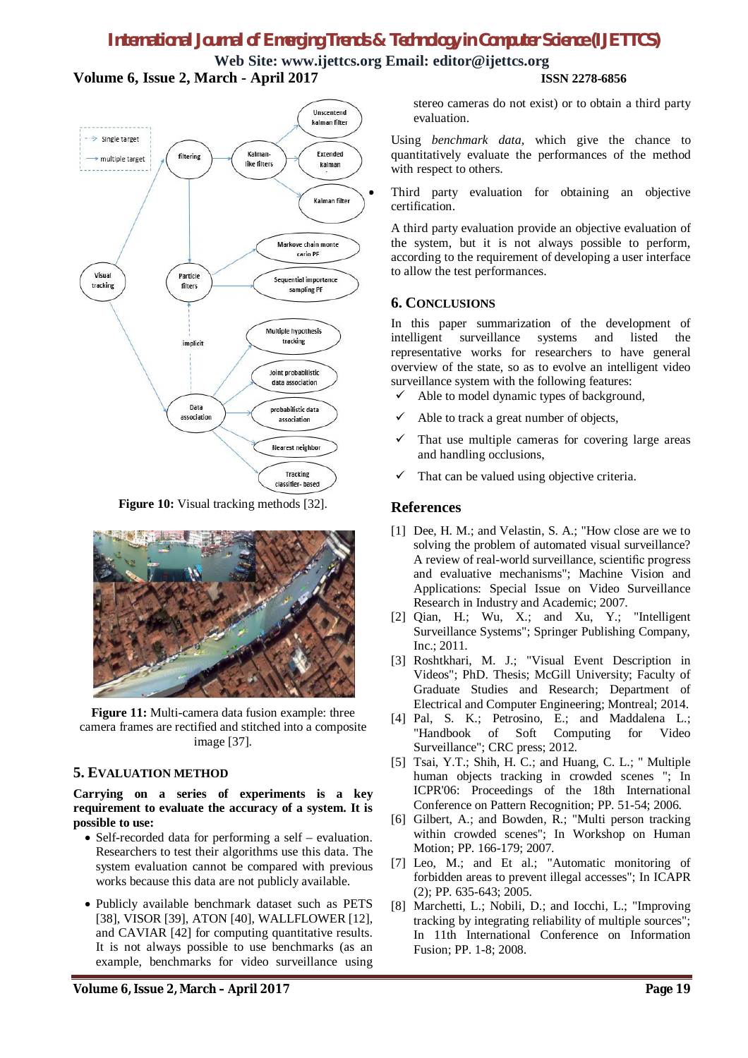Figure 10: Visual tracking methods [32].

Figure 11: Multi-camera data fusion example: three camera frames are rectified and stitched into a composite image [37].

## 5. EVALUATION METHOD

**Carrying on a series of experiments is a key requirement to evaluate the accuracy of a system. It is possible to use:**

- Self-recorded data for performing a self – evaluation. Researchers to test their algorithms use this data. The system evaluation cannot be compared with previous works because this data are not publicly available.
- Publicly available benchmark dataset such as PETS [38], VISOR [39], ATON [40], WALLFLOWER [12], and CAVIAR [42] for computing quantitative results. It is not always possible to use benchmarks (as an example, benchmarks for video surveillance using stereo cameras do not exist) or to obtain a third party evaluation.

Using *benchmark data*, which give the chance to quantitatively evaluate the performances of the method with respect to others.

- Third party evaluation for obtaining an objective certification.

A third party evaluation provide an objective evaluation of the system, but it is not always possible to perform, according to the requirement of developing a user interface to allow the test performances.

## 6. CONCLUSIONS

In this paper summarization of the development of intelligent surveillance systems and listed the representative works for researchers to have general overview of the state, so as to evolve an intelligent video surveillance system with the following features:

- ✓ Able to model dynamic types of background,
- ✓ Able to track a great number of objects,
- ✓ That use multiple cameras for covering large areas and handling occlusions,
- ✓ That can be valued using objective criteria.

## References

[1] Dee, H. M.; and Velastin, S. A.; "How close are we to solving the problem of automated visual surveillance? A review of real-world surveillance, scientific progress and evaluative mechanisms"; Machine Vision and Applications: Special Issue on Video Surveillance Research in Industry and Academic; 2007.

[2] Qian, H.; Wu, X.; and Xu, Y.; "Intelligent Surveillance Systems"; Springer Publishing Company, Inc.; 2011.

[3] Roshtkhari, M. J.; "Visual Event Description in Videos"; PhD. Thesis; McGill University; Faculty of Graduate Studies and Research; Department of Electrical and Computer Engineering; Montreal; 2014.

[4] Pal, S. K.; Petrosino, E.; and Maddalena L.; "Handbook of Soft Computing for Video Surveillance"; CRC press; 2012.

[5] Tsai, Y.T.; Shih, H. C.; and Huang, C. L.; " Multiple human objects tracking in crowded scenes "; In ICPR'06: Proceedings of the 18th International Conference on Pattern Recognition; PP. 51-54; 2006.

[6] Gilbert, A.; and Bowden, R.; "Multi person tracking within crowded scenes"; In Workshop on Human Motion; PP. 166-179; 2007.

[7] Leo, M.; and Et al.; "Automatic monitoring of forbidden areas to prevent illegal accesses"; In ICAPR (2); PP. 635-643; 2005.

[8] Marchetti, L.; Nobili, D.; and Iocchi, L.; "Improving tracking by integrating reliability of multiple sources"; In 11th International Conference on Information Fusion; PP. 1-8; 2008.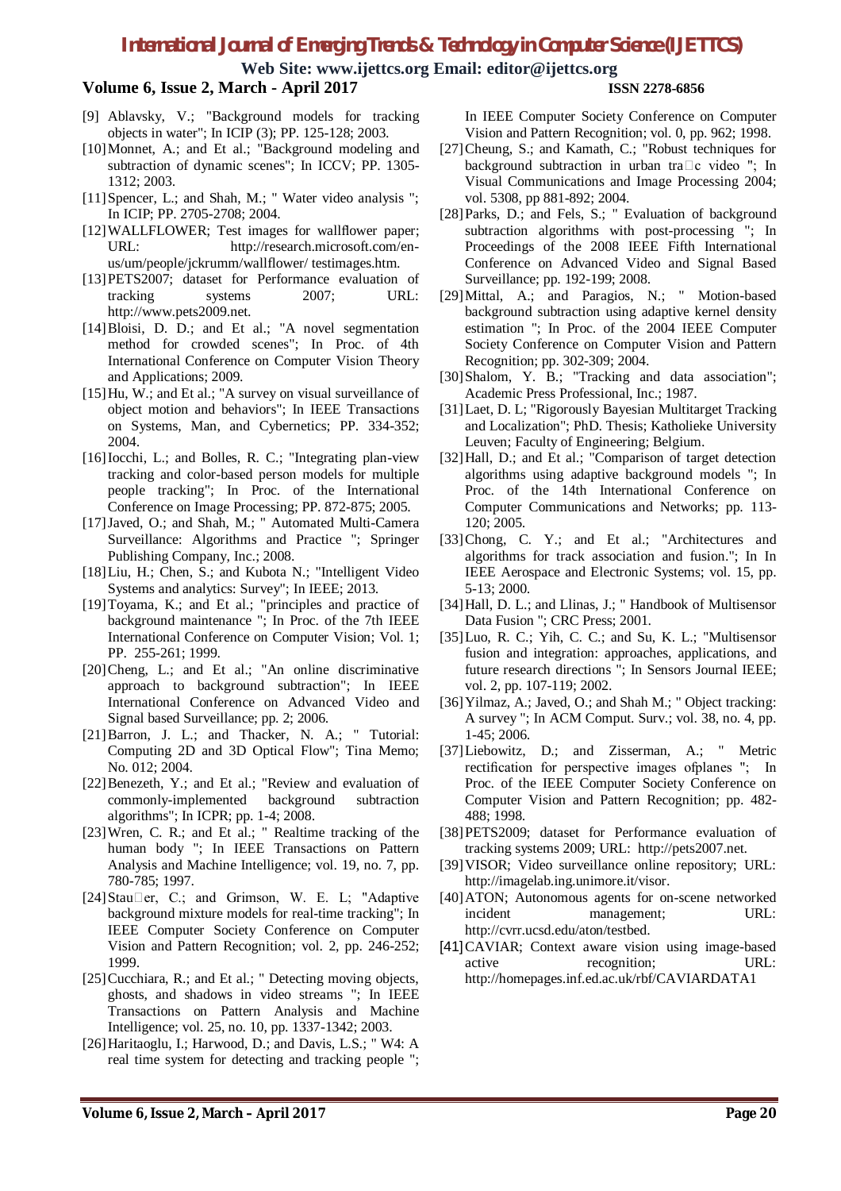[9] Ablavsky, V.; "Background models for tracking objects in water"; In ICIP (3); PP. 125-128; 2003.

[10] Monnet, A.; and Et al.; "Background modeling and subtraction of dynamic scenes"; In ICCV; PP. 1305-1312; 2003.

[11] Spencer, L.; and Shah, M.; " Water video analysis "; In ICIP; PP. 2705-2708; 2004.

[12] WALLFLOWER; Test images for wallflower paper; URL: http://research.microsoft.com/en-us/um/people/jckrumm/wallflower/ testimages.htm.

[13] PETS2007; dataset for Performance evaluation of tracking systems 2007; URL: http://www.pets2009.net.

[14] Bloisi, D. D.; and Et al.; "A novel segmentation method for crowded scenes"; In Proc. of 4th International Conference on Computer Vision Theory and Applications; 2009.

[15] Hu, W.; and Et al.; "A survey on visual surveillance of object motion and behaviors"; In IEEE Transactions on Systems, Man, and Cybernetics; PP. 334-352; 2004.

[16] Iocchi, L.; and Bolles, R. C.; "Integrating plan-view tracking and color-based person models for multiple people tracking"; In Proc. of the International Conference on Image Processing; PP. 872-875; 2005.

[17] Javed, O.; and Shah, M.; " Automated Multi-Camera Surveillance: Algorithms and Practice "; Springer Publishing Company, Inc.; 2008.

[18] Liu, H.; Chen, S.; and Kubota N.; "Intelligent Video Systems and analytics: Survey"; In IEEE; 2013.

[19] Toyama, K.; and Et al.; "principles and practice of background maintenance "; In Proc. of the 7th IEEE International Conference on Computer Vision; Vol. 1; PP. 255-261; 1999.

[20] Cheng, L.; and Et al.; "An online discriminative approach to background subtraction"; In IEEE International Conference on Advanced Video and Signal based Surveillance; pp. 2; 2006.

[21] Barron, J. L.; and Thacker, N. A.; " Tutorial: Computing 2D and 3D Optical Flow"; Tina Memo; No. 012; 2004.

[22] Benezeth, Y.; and Et al.; "Review and evaluation of commonly-implemented background subtraction algorithms"; In ICPR; pp. 1-4; 2008.

[23] Wren, C. R.; and Et al.; " Realtime tracking of the human body "; In IEEE Transactions on Pattern Analysis and Machine Intelligence; vol. 19, no. 7, pp. 780-785; 1997.

[24] Stau□er, C.; and Grimson, W. E. L; "Adaptive background mixture models for real-time tracking"; In IEEE Computer Society Conference on Computer Vision and Pattern Recognition; vol. 2, pp. 246-252; 1999.

[25] Cucchiara, R.; and Et al.; " Detecting moving objects, ghosts, and shadows in video streams "; In IEEE Transactions on Pattern Analysis and Machine Intelligence; vol. 25, no. 10, pp. 1337-1342; 2003.

[26] Haritaoglu, I.; Harwood, D.; and Davis, L.S.; " W4: A real time system for detecting and tracking people "; In IEEE Computer Society Conference on Computer Vision and Pattern Recognition; vol. 0, pp. 962; 1998.

[27] Cheung, S.; and Kamath, C.; "Robust techniques for background subtraction in urban tra□c video "; In Visual Communications and Image Processing 2004; vol. 5308, pp 881-892; 2004.

[28] Parks, D.; and Fels, S.; " Evaluation of background subtraction algorithms with post-processing "; In Proceedings of the 2008 IEEE Fifth International Conference on Advanced Video and Signal Based Surveillance; pp. 192-199; 2008.

[29] Mittal, A.; and Paragios, N.; " Motion-based background subtraction using adaptive kernel density estimation "; In Proc. of the 2004 IEEE Computer Society Conference on Computer Vision and Pattern Recognition; pp. 302-309; 2004.

[30] Shalom, Y. B.; "Tracking and data association"; Academic Press Professional, Inc.; 1987.

[31] Laet, D. L; "Rigorously Bayesian Multitarget Tracking and Localization"; PhD. Thesis; Katholieke University Leuven; Faculty of Engineering; Belgium.

[32] Hall, D.; and Et al.; "Comparison of target detection algorithms using adaptive background models "; In Proc. of the 14th International Conference on Computer Communications and Networks; pp. 113-120; 2005.

[33] Chong, C. Y.; and Et al.; "Architectures and algorithms for track association and fusion."; In In IEEE Aerospace and Electronic Systems; vol. 15, pp. 5-13; 2000.

[34] Hall, D. L.; and Llinas, J.; " Handbook of Multisensor Data Fusion "; CRC Press; 2001.

[35] Luo, R. C.; Yih, C. C.; and Su, K. L.; "Multisensor fusion and integration: approaches, applications, and future research directions "; In Sensors Journal IEEE; vol. 2, pp. 107-119; 2002.

[36] Yilmaz, A.; Javed, O.; and Shah M.; " Object tracking: A survey "; In ACM Comput. Surv.; vol. 38, no. 4, pp. 1-45; 2006.

[37] Liebowitz, D.; and Zisserman, A.; " Metric rectification for perspective images ofplanes "; In Proc. of the IEEE Computer Society Conference on Computer Vision and Pattern Recognition; pp. 482-488; 1998.

[38] PETS2009; dataset for Performance evaluation of tracking systems 2009; URL: http://pets2007.net.

[39] VISOR; Video surveillance online repository; URL: http://imagelab.ing.unimore.it/visor.

[40] ATON; Autonomous agents for on-scene networked incident management; URL: http://cvrr.ucsd.edu/aton/testbed.

[41] CAVIAR; Context aware vision using image-based active recognition; URL: http://homepages.inf.ed.ac.uk/rbf/CAVIARDATA1